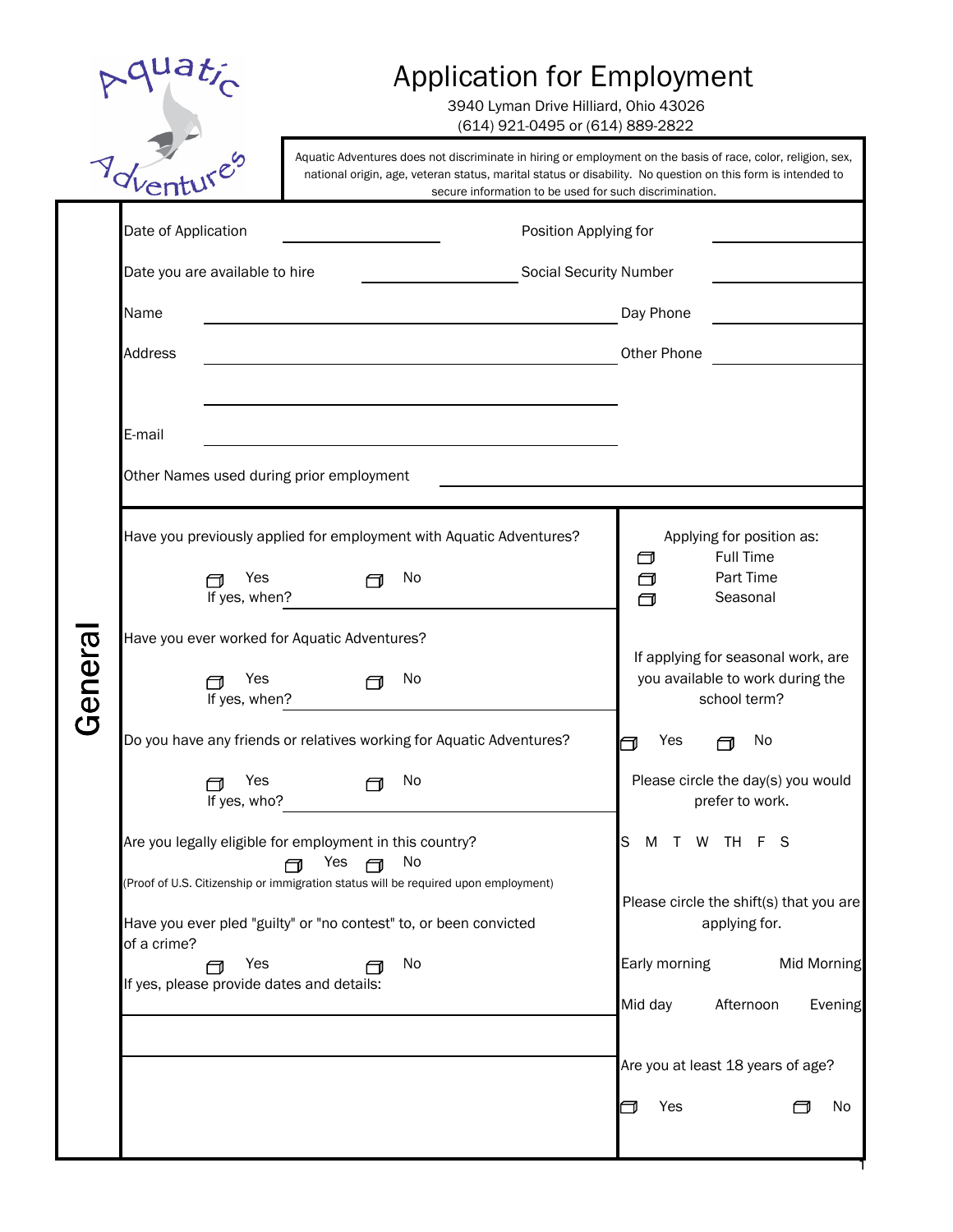Aquatic Adventures

# Application for Employment

3940 Lyman Drive Hilliard, Ohio 43026
(614) 921-0495 or (614) 889-2822

Aquatic Adventures does not discriminate in hiring or employment on the basis of race, color, religion, sex, national origin, age, veteran status, marital status or disability. No question on this form is intended to secure information to be used for such discrimination.

## General

Date of Application ____________ Position Applying for ____________

Date you are available to hire ____________ Social Security Number ____________

Name ______________________________ Day Phone ____________

Address ______________________________ Other Phone ____________

______________________________

E-mail ______________________________

Other Names used during prior employment ______________________________

Have you previously applied for employment with Aquatic Adventures?

☐ Yes ☐ No
If yes, when? ____________

Have you ever worked for Aquatic Adventures?

☐ Yes ☐ No
If yes, when? ____________

Do you have any friends or relatives working for Aquatic Adventures?

☐ Yes ☐ No
If yes, who? ____________

Are you legally eligible for employment in this country?

☐ Yes ☐ No

(Proof of U.S. Citizenship or immigration status will be required upon employment)

Have you ever pled "guilty" or "no contest" to, or been convicted of a crime?

☐ Yes ☐ No

If yes, please provide dates and details:

______________________________

______________________________

Applying for position as:

☐ Full Time
☐ Part Time
☐ Seasonal

If applying for seasonal work, are you available to work during the school term?

☐ Yes ☐ No

Please circle the day(s) you would prefer to work.

S M T W TH F S

Please circle the shift(s) that you are applying for.

Early morning Mid Morning

Mid day Afternoon Evening

Are you at least 18 years of age?

☐ Yes ☐ No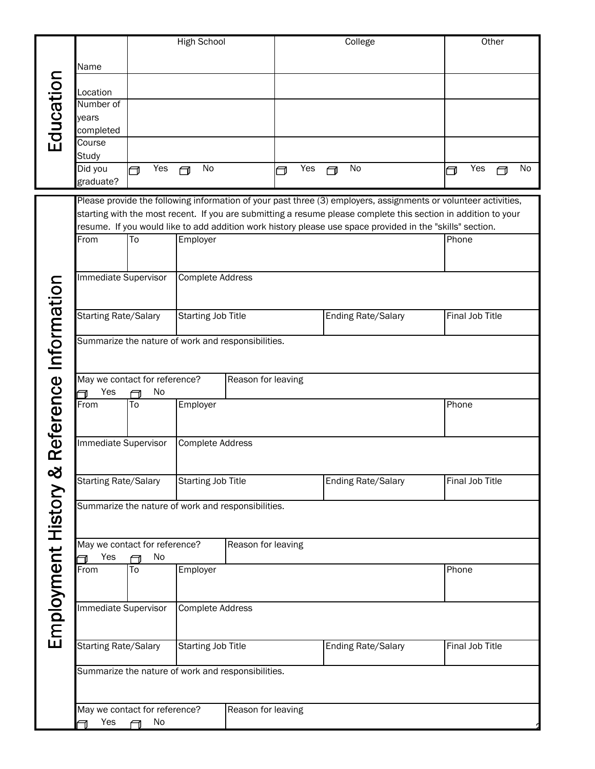## Education

| | High School | College | Other |
|---|---|---|---|
| Name | | | |
| Location | | | |
| Number of years completed | | | |
| Course Study | | | |
| Did you graduate? | ☐ Yes ☐ No | ☐ Yes ☐ No | ☐ Yes ☐ No |

## Employment History & Reference Information

Please provide the following information of your past three (3) employers, assignments or volunteer activities, starting with the most recent. If you are submitting a resume please complete this section in addition to your resume. If you would like to add addition work history please use space provided in the "skills" section.

| From | To | Employer | | Phone |
|---|---|---|---|---|
| Immediate Supervisor | | Complete Address | | |
| Starting Rate/Salary | | Starting Job Title | Ending Rate/Salary | Final Job Title |
| Summarize the nature of work and responsibilities. | | | | |
| May we contact for reference? ☐ Yes ☐ No | | Reason for leaving | | |

| From | To | Employer | | Phone |
|---|---|---|---|---|
| Immediate Supervisor | | Complete Address | | |
| Starting Rate/Salary | | Starting Job Title | Ending Rate/Salary | Final Job Title |
| Summarize the nature of work and responsibilities. | | | | |
| May we contact for reference? ☐ Yes ☐ No | | Reason for leaving | | |

| From | To | Employer | | Phone |
|---|---|---|---|---|
| Immediate Supervisor | | Complete Address | | |
| Starting Rate/Salary | | Starting Job Title | Ending Rate/Salary | Final Job Title |
| Summarize the nature of work and responsibilities. | | | | |
| May we contact for reference? ☐ Yes ☐ No | | Reason for leaving | | |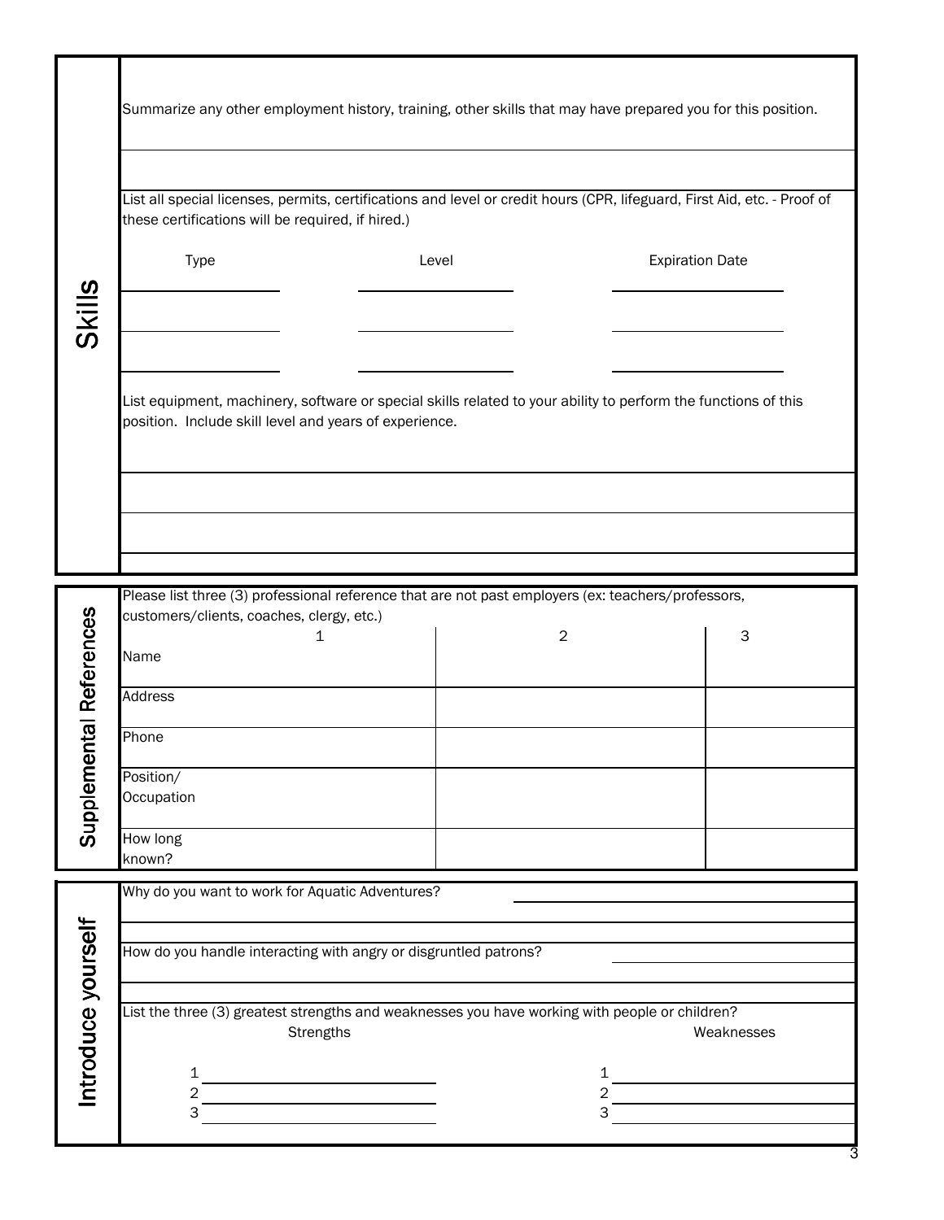## Skills

Summarize any other employment history, training, other skills that may have prepared you for this position.

List all special licenses, permits, certifications and level or credit hours (CPR, lifeguard, First Aid, etc. - Proof of these certifications will be required, if hired.)

| Type | Level | Expiration Date |
|---|---|---|
| | | |
| | | |
| | | |

List equipment, machinery, software or special skills related to your ability to perform the functions of this position. Include skill level and years of experience.

## Supplemental References

Please list three (3) professional reference that are not past employers (ex: teachers/professors, customers/clients, coaches, clergy, etc.)

| | 1 | 2 | 3 |
|---|---|---|---|
| Name | | | |
| Address | | | |
| Phone | | | |
| Position/ Occupation | | | |
| How long known? | | | |

## Introduce yourself

Why do you want to work for Aquatic Adventures?

How do you handle interacting with angry or disgruntled patrons?

List the three (3) greatest strengths and weaknesses you have working with people or children?

| Strengths | Weaknesses |
|---|---|
| 1 | 1 |
| 2 | 2 |
| 3 | 3 |